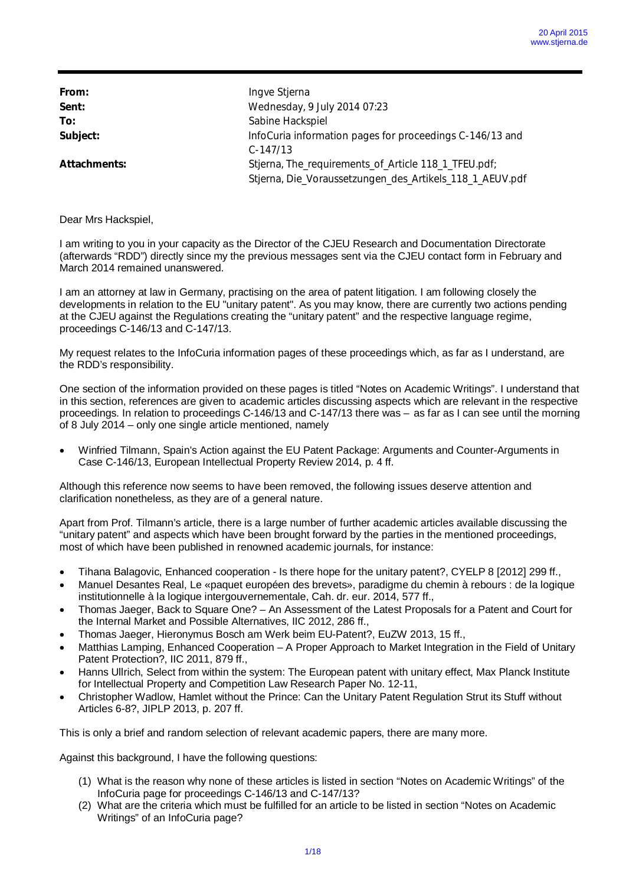| | |
|---|---|
| **From:** | Ingve Stjerna |
| **Sent:** | Wednesday, 9 July 2014 07:23 |
| **To:** | Sabine Hackspiel |
| **Subject:** | InfoCuria information pages for proceedings C-146/13 and C-147/13 |
| **Attachments:** | Stjerna, The_requirements_of_Article 118_1_TFEU.pdf; Stjerna, Die_Voraussetzungen_des_Artikels_118_1_AEUV.pdf |

Dear Mrs Hackspiel,

I am writing to you in your capacity as the Director of the CJEU Research and Documentation Directorate (afterwards "RDD") directly since my the previous messages sent via the CJEU contact form in February and March 2014 remained unanswered.

I am an attorney at law in Germany, practising on the area of patent litigation. I am following closely the developments in relation to the EU "unitary patent". As you may know, there are currently two actions pending at the CJEU against the Regulations creating the "unitary patent" and the respective language regime, proceedings C-146/13 and C-147/13.

My request relates to the InfoCuria information pages of these proceedings which, as far as I understand, are the RDD's responsibility.

One section of the information provided on these pages is titled "Notes on Academic Writings". I understand that in this section, references are given to academic articles discussing aspects which are relevant in the respective proceedings. In relation to proceedings C-146/13 and C-147/13 there was – as far as I can see until the morning of 8 July 2014 – only one single article mentioned, namely

- Winfried Tilmann, Spain's Action against the EU Patent Package: Arguments and Counter-Arguments in Case C-146/13, European Intellectual Property Review 2014, p. 4 ff.

Although this reference now seems to have been removed, the following issues deserve attention and clarification nonetheless, as they are of a general nature.

Apart from Prof. Tilmann's article, there is a large number of further academic articles available discussing the "unitary patent" and aspects which have been brought forward by the parties in the mentioned proceedings, most of which have been published in renowned academic journals, for instance:

- Tihana Balagovic, Enhanced cooperation - Is there hope for the unitary patent?, CYELP 8 [2012] 299 ff.,
- Manuel Desantes Real, Le «paquet européen des brevets», paradigme du chemin à rebours : de la logique institutionnelle à la logique intergouvernementale, Cah. dr. eur. 2014, 577 ff.,
- Thomas Jaeger, Back to Square One? – An Assessment of the Latest Proposals for a Patent and Court for the Internal Market and Possible Alternatives, IIC 2012, 286 ff.,
- Thomas Jaeger, Hieronymus Bosch am Werk beim EU-Patent?, EuZW 2013, 15 ff.,
- Matthias Lamping, Enhanced Cooperation – A Proper Approach to Market Integration in the Field of Unitary Patent Protection?, IIC 2011, 879 ff.,
- Hanns Ullrich, Select from within the system: The European patent with unitary effect, Max Planck Institute for Intellectual Property and Competition Law Research Paper No. 12-11,
- Christopher Wadlow, Hamlet without the Prince: Can the Unitary Patent Regulation Strut its Stuff without Articles 6-8?, JIPLP 2013, p. 207 ff.

This is only a brief and random selection of relevant academic papers, there are many more.

Against this background, I have the following questions:

1. What is the reason why none of these articles is listed in section "Notes on Academic Writings" of the InfoCuria page for proceedings C-146/13 and C-147/13?
2. What are the criteria which must be fulfilled for an article to be listed in section "Notes on Academic Writings" of an InfoCuria page?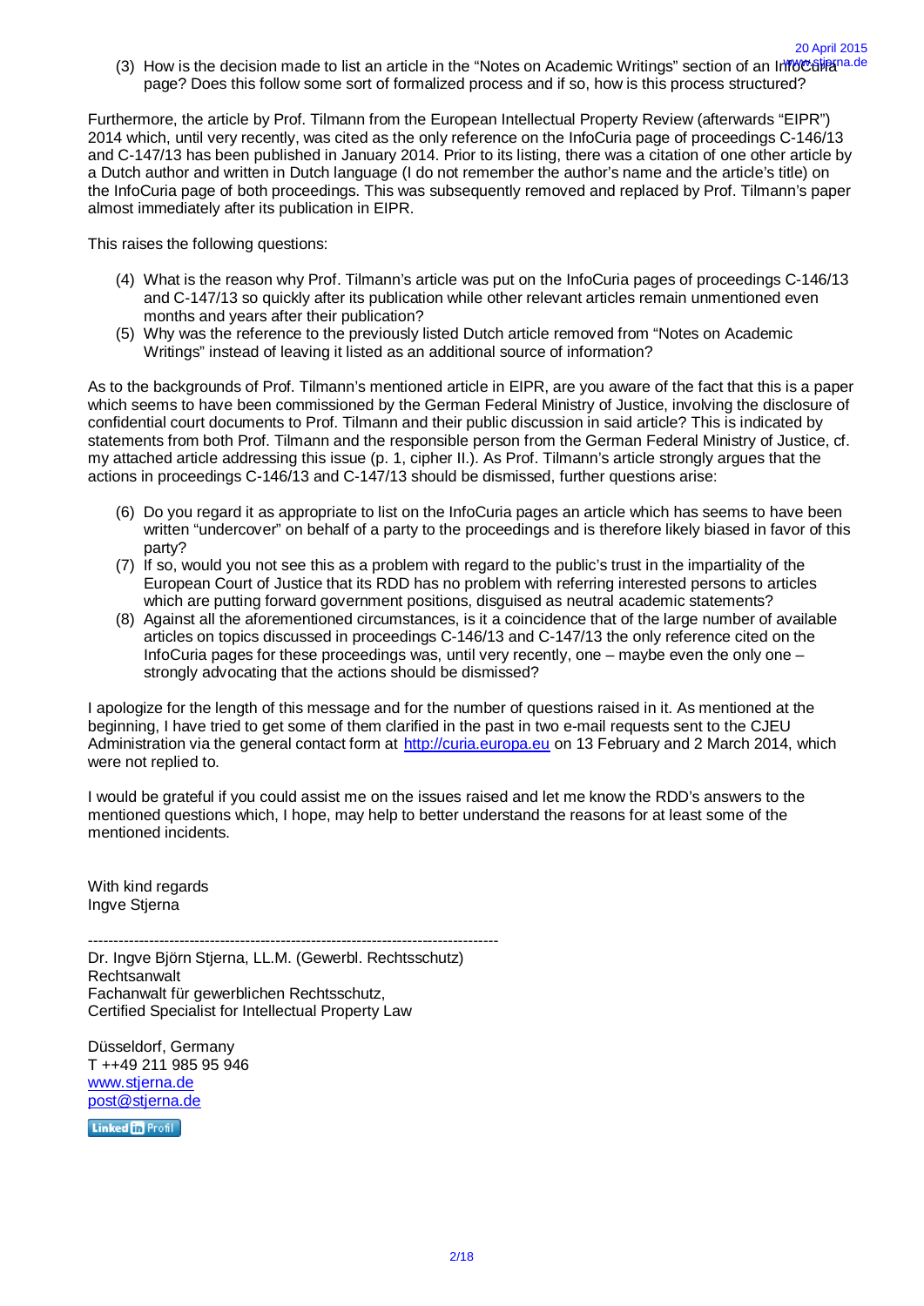(3) How is the decision made to list an article in the "Notes on Academic Writings" section of an InfoCuria page? Does this follow some sort of formalized process and if so, how is this process structured?

Furthermore, the article by Prof. Tilmann from the European Intellectual Property Review (afterwards "EIPR") 2014 which, until very recently, was cited as the only reference on the InfoCuria page of proceedings C-146/13 and C-147/13 has been published in January 2014. Prior to its listing, there was a citation of one other article by a Dutch author and written in Dutch language (I do not remember the author's name and the article's title) on the InfoCuria page of both proceedings. This was subsequently removed and replaced by Prof. Tilmann's paper almost immediately after its publication in EIPR.

This raises the following questions:

(4) What is the reason why Prof. Tilmann's article was put on the InfoCuria pages of proceedings C-146/13 and C-147/13 so quickly after its publication while other relevant articles remain unmentioned even months and years after their publication?
(5) Why was the reference to the previously listed Dutch article removed from "Notes on Academic Writings" instead of leaving it listed as an additional source of information?

As to the backgrounds of Prof. Tilmann's mentioned article in EIPR, are you aware of the fact that this is a paper which seems to have been commissioned by the German Federal Ministry of Justice, involving the disclosure of confidential court documents to Prof. Tilmann and their public discussion in said article? This is indicated by statements from both Prof. Tilmann and the responsible person from the German Federal Ministry of Justice, cf. my attached article addressing this issue (p. 1, cipher II.). As Prof. Tilmann's article strongly argues that the actions in proceedings C-146/13 and C-147/13 should be dismissed, further questions arise:

(6) Do you regard it as appropriate to list on the InfoCuria pages an article which has seems to have been written "undercover" on behalf of a party to the proceedings and is therefore likely biased in favor of this party?
(7) If so, would you not see this as a problem with regard to the public's trust in the impartiality of the European Court of Justice that its RDD has no problem with referring interested persons to articles which are putting forward government positions, disguised as neutral academic statements?
(8) Against all the aforementioned circumstances, is it a coincidence that of the large number of available articles on topics discussed in proceedings C-146/13 and C-147/13 the only reference cited on the InfoCuria pages for these proceedings was, until very recently, one – maybe even the only one – strongly advocating that the actions should be dismissed?

I apologize for the length of this message and for the number of questions raised in it. As mentioned at the beginning, I have tried to get some of them clarified in the past in two e-mail requests sent to the CJEU Administration via the general contact form at http://curia.europa.eu on 13 February and 2 March 2014, which were not replied to.

I would be grateful if you could assist me on the issues raised and let me know the RDD's answers to the mentioned questions which, I hope, may help to better understand the reasons for at least some of the mentioned incidents.

With kind regards
Ingve Stjerna

--------------------------------------------------------------------------------

Dr. Ingve Björn Stjerna, LL.M. (Gewerbl. Rechtsschutz)
Rechtsanwalt
Fachanwalt für gewerblichen Rechtsschutz,
Certified Specialist for Intellectual Property Law

Düsseldorf, Germany
T ++49 211 985 95 946
www.stjerna.de
post@stjerna.de

Linked in Profil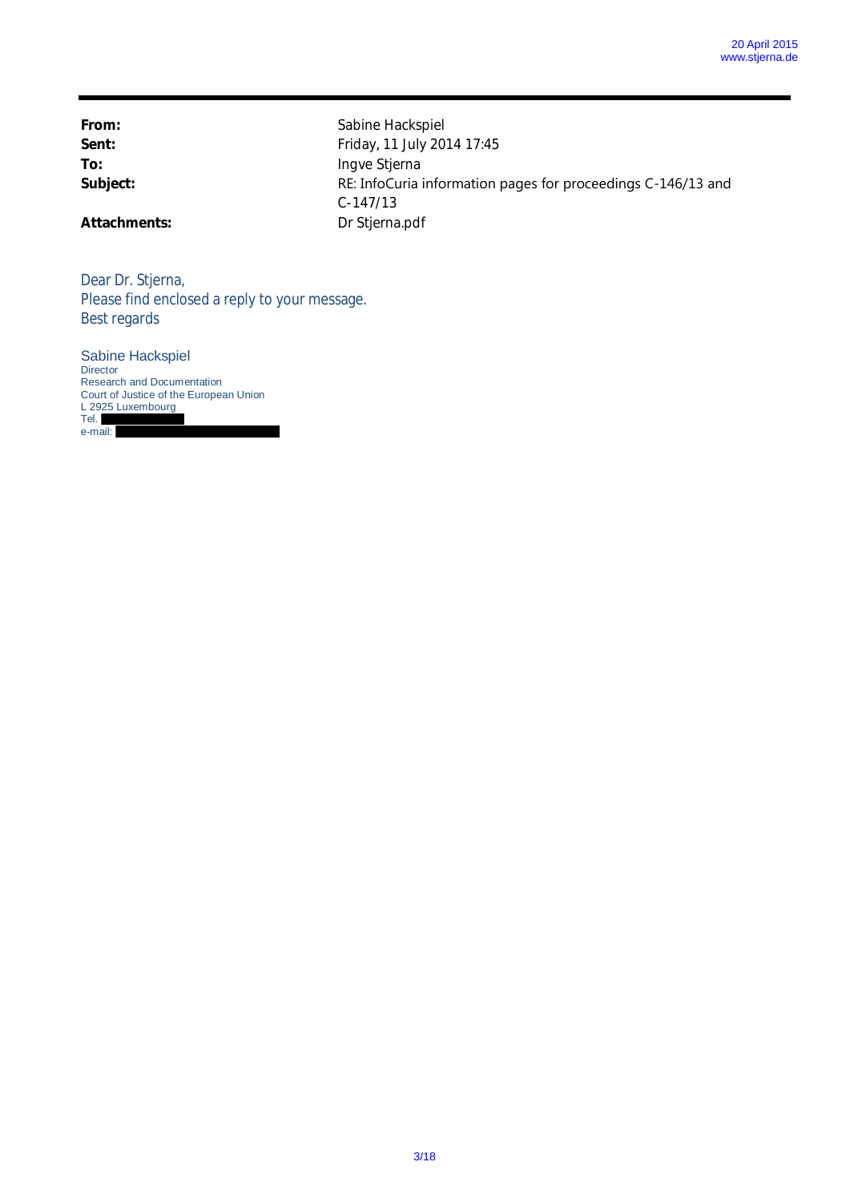**From:** Sabine Hackspiel
**Sent:** Friday, 11 July 2014 17:45
**To:** Ingve Stjerna
**Subject:** RE: InfoCuria information pages for proceedings C-146/13 and C-147/13
**Attachments:** Dr Stjerna.pdf

Dear Dr. Stjerna,
Please find enclosed a reply to your message.
Best regards

Sabine Hackspiel
Director
Research and Documentation
Court of Justice of the European Union
L 2925 Luxembourg
Tel.
e-mail: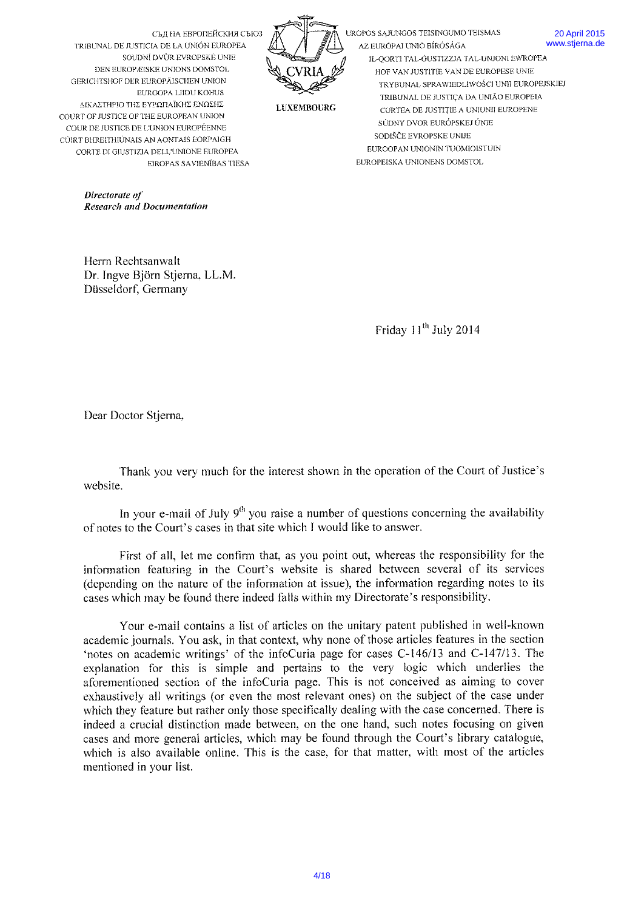СЪД НА ЕВРОПЕЙСКИЯ СЪЮЗ
TRIBUNAL DE JUSTICIA DE LA UNIÓN EUROPEA
SOUDNÍ DVŮR EVROPSKÉ UNIE
DEN EUROPÆISKE UNIONS DOMSTOL
GERICHTSHOF DER EUROPÄISCHEN UNION
EUROOPA LIIDU KOHUS
ΔΙΚΑΣΤΗΡΙΟ ΤΗΣ ΕΥΡΩΠΑΪΚΗΣ ΕΝΩΣΗΣ
COURT OF JUSTICE OF THE EUROPEAN UNION
COUR DE JUSTICE DE L'UNION EUROPÉENNE
CÚIRT BHREITHIÚNAIS AN AONTAIS EORPAIGH
CORTE DI GIUSTIZIA DELL'UNIONE EUROPEA
EIROPAS SAVIENĪBAS TIESA

CVRIA

LUXEMBOURG

EUROPOS SĄJUNGOS TEISINGUMO TEISMAS
AZ EURÓPAI UNIÓ BÍRÓSÁGA
IL-QORTI TAL-ĠUSTIZZJA TAL-UNJONI EWROPEA
HOF VAN JUSTITIE VAN DE EUROPESE UNIE
TRYBUNAŁ SPRAWIEDLIWOŚCI UNII EUROPEJSKIEJ
TRIBUNAL DE JUSTIÇA DA UNIÃO EUROPEIA
CURTEA DE JUSTIȚIE A UNIUNII EUROPENE
SÚDNY DVOR EURÓPSKEJ ÚNIE
SODIŠČE EVROPSKE UNIJE
EUROOPAN UNIONIN TUOMIOISTUIN
EUROPEISKA UNIONENS DOMSTOL

20 April 2015
www.stjerna.de

*Directorate of*
*Research and Documentation*

Herrn Rechtsanwalt
Dr. Ingve Björn Stjerna, LL.M.
Düsseldorf, Germany

Friday 11th July 2014

Dear Doctor Stjerna,

Thank you very much for the interest shown in the operation of the Court of Justice's website.

In your e-mail of July 9th you raise a number of questions concerning the availability of notes to the Court's cases in that site which I would like to answer.

First of all, let me confirm that, as you point out, whereas the responsibility for the information featuring in the Court's website is shared between several of its services (depending on the nature of the information at issue), the information regarding notes to its cases which may be found there indeed falls within my Directorate's responsibility.

Your e-mail contains a list of articles on the unitary patent published in well-known academic journals. You ask, in that context, why none of those articles features in the section 'notes on academic writings' of the infoCuria page for cases C-146/13 and C-147/13. The explanation for this is simple and pertains to the very logic which underlies the aforementioned section of the infoCuria page. This is not conceived as aiming to cover exhaustively all writings (or even the most relevant ones) on the subject of the case under which they feature but rather only those specifically dealing with the case concerned. There is indeed a crucial distinction made between, on the one hand, such notes focusing on given cases and more general articles, which may be found through the Court's library catalogue, which is also available online. This is the case, for that matter, with most of the articles mentioned in your list.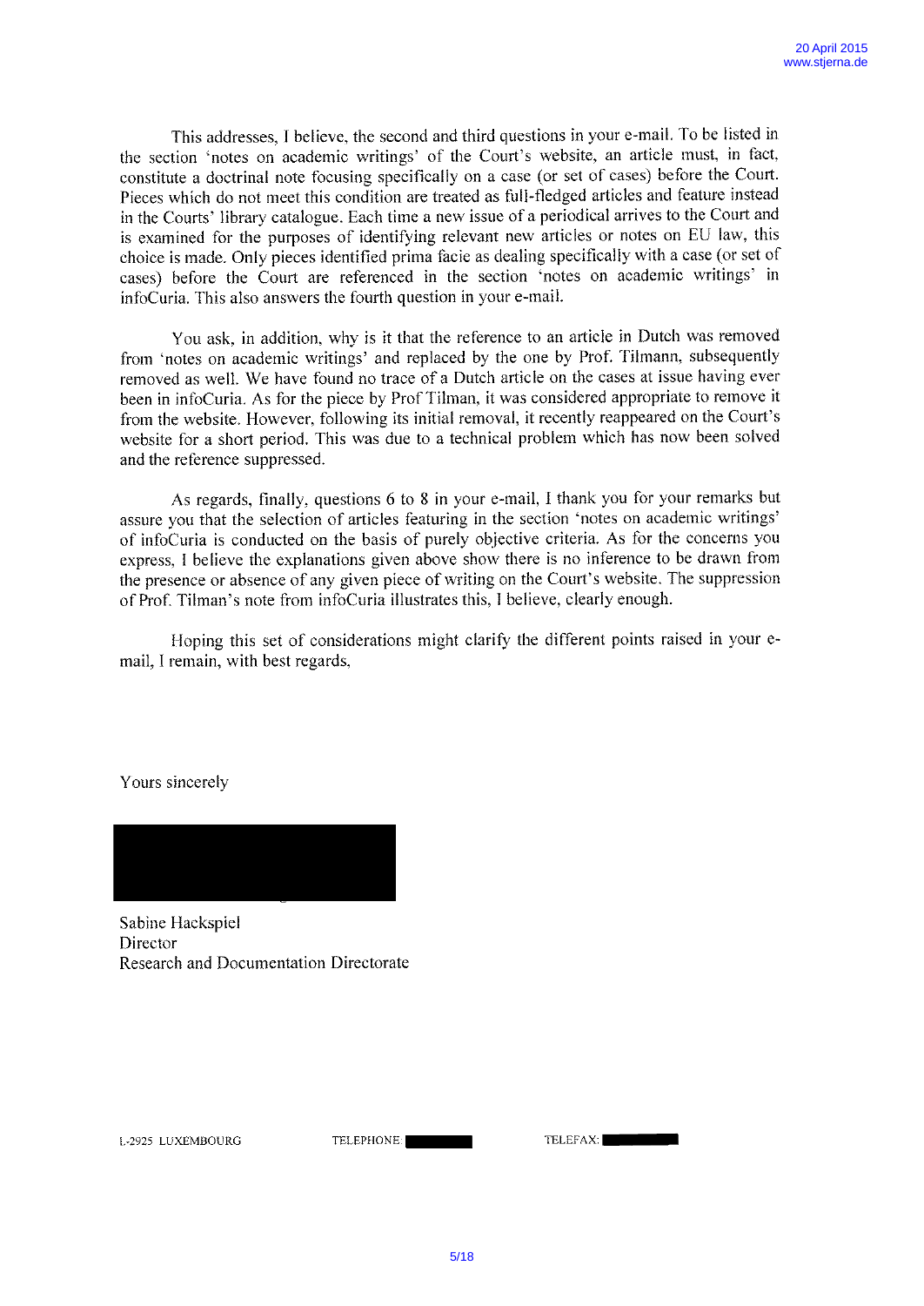This addresses, I believe, the second and third questions in your e-mail. To be listed in the section 'notes on academic writings' of the Court's website, an article must, in fact, constitute a doctrinal note focusing specifically on a case (or set of cases) before the Court. Pieces which do not meet this condition are treated as full-fledged articles and feature instead in the Courts' library catalogue. Each time a new issue of a periodical arrives to the Court and is examined for the purposes of identifying relevant new articles or notes on EU law, this choice is made. Only pieces identified prima facie as dealing specifically with a case (or set of cases) before the Court are referenced in the section 'notes on academic writings' in infoCuria. This also answers the fourth question in your e-mail.

You ask, in addition, why is it that the reference to an article in Dutch was removed from 'notes on academic writings' and replaced by the one by Prof. Tilmann, subsequently removed as well. We have found no trace of a Dutch article on the cases at issue having ever been in infoCuria. As for the piece by Prof Tilman, it was considered appropriate to remove it from the website. However, following its initial removal, it recently reappeared on the Court's website for a short period. This was due to a technical problem which has now been solved and the reference suppressed.

As regards, finally, questions 6 to 8 in your e-mail, I thank you for your remarks but assure you that the selection of articles featuring in the section 'notes on academic writings' of infoCuria is conducted on the basis of purely objective criteria. As for the concerns you express, I believe the explanations given above show there is no inference to be drawn from the presence or absence of any given piece of writing on the Court's website. The suppression of Prof. Tilman's note from infoCuria illustrates this, I believe, clearly enough.

Hoping this set of considerations might clarify the different points raised in your e-mail, I remain, with best regards,

Yours sincerely

Sabine Hackspiel
Director
Research and Documentation Directorate

L-2925 LUXEMBOURG TELEPHONE: TELEFAX: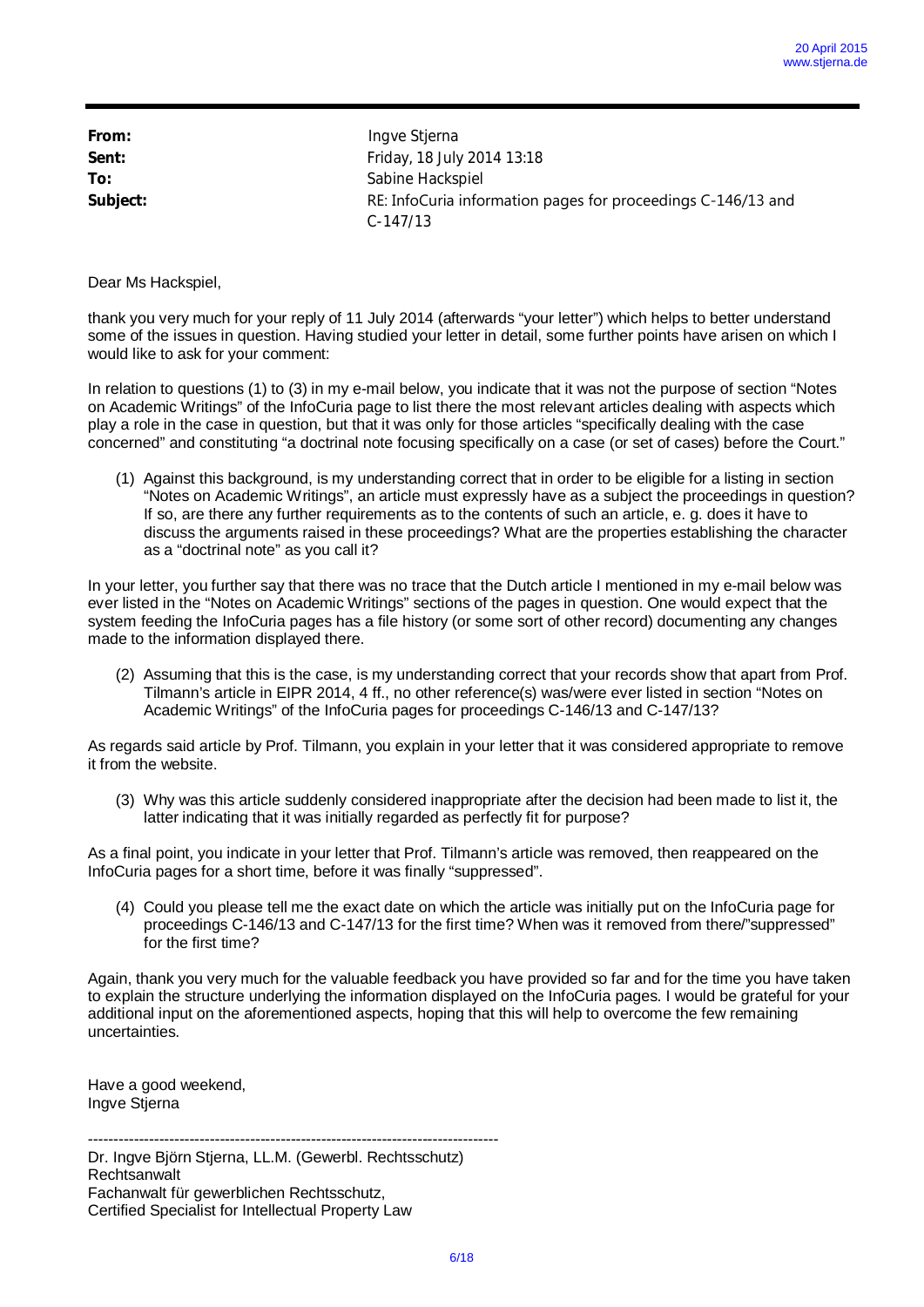| | |
|---|---|
| **From:** | Ingve Stjerna |
| **Sent:** | Friday, 18 July 2014 13:18 |
| **To:** | Sabine Hackspiel |
| **Subject:** | RE: InfoCuria information pages for proceedings C-146/13 and C-147/13 |

Dear Ms Hackspiel,

thank you very much for your reply of 11 July 2014 (afterwards "your letter") which helps to better understand some of the issues in question. Having studied your letter in detail, some further points have arisen on which I would like to ask for your comment:

In relation to questions (1) to (3) in my e-mail below, you indicate that it was not the purpose of section "Notes on Academic Writings" of the InfoCuria page to list there the most relevant articles dealing with aspects which play a role in the case in question, but that it was only for those articles "specifically dealing with the case concerned" and constituting "a doctrinal note focusing specifically on a case (or set of cases) before the Court."

(1) Against this background, is my understanding correct that in order to be eligible for a listing in section "Notes on Academic Writings", an article must expressly have as a subject the proceedings in question? If so, are there any further requirements as to the contents of such an article, e. g. does it have to discuss the arguments raised in these proceedings? What are the properties establishing the character as a "doctrinal note" as you call it?

In your letter, you further say that there was no trace that the Dutch article I mentioned in my e-mail below was ever listed in the "Notes on Academic Writings" sections of the pages in question. One would expect that the system feeding the InfoCuria pages has a file history (or some sort of other record) documenting any changes made to the information displayed there.

(2) Assuming that this is the case, is my understanding correct that your records show that apart from Prof. Tilmann's article in EIPR 2014, 4 ff., no other reference(s) was/were ever listed in section "Notes on Academic Writings" of the InfoCuria pages for proceedings C-146/13 and C-147/13?

As regards said article by Prof. Tilmann, you explain in your letter that it was considered appropriate to remove it from the website.

(3) Why was this article suddenly considered inappropriate after the decision had been made to list it, the latter indicating that it was initially regarded as perfectly fit for purpose?

As a final point, you indicate in your letter that Prof. Tilmann's article was removed, then reappeared on the InfoCuria pages for a short time, before it was finally "suppressed".

(4) Could you please tell me the exact date on which the article was initially put on the InfoCuria page for proceedings C-146/13 and C-147/13 for the first time? When was it removed from there/"suppressed" for the first time?

Again, thank you very much for the valuable feedback you have provided so far and for the time you have taken to explain the structure underlying the information displayed on the InfoCuria pages. I would be grateful for your additional input on the aforementioned aspects, hoping that this will help to overcome the few remaining uncertainties.

Have a good weekend,
Ingve Stjerna

---

Dr. Ingve Björn Stjerna, LL.M. (Gewerbl. Rechtsschutz)
Rechtsanwalt
Fachanwalt für gewerblichen Rechtsschutz,
Certified Specialist for Intellectual Property Law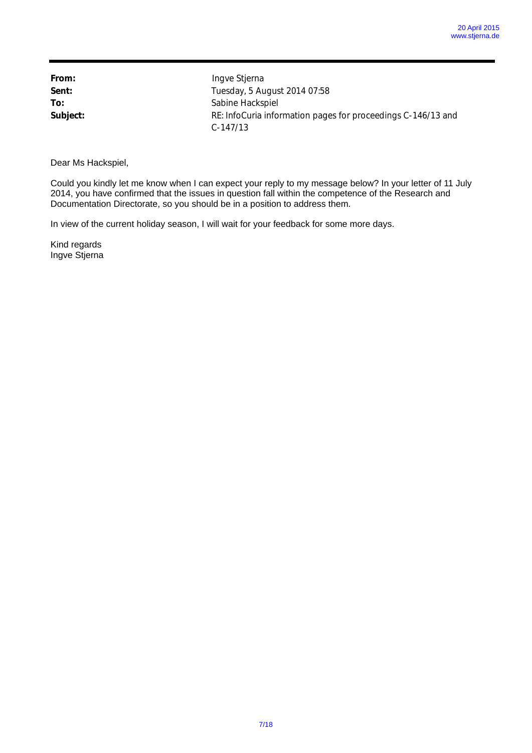| | |
|---|---|
| **From:** | Ingve Stjerna |
| **Sent:** | Tuesday, 5 August 2014 07:58 |
| **To:** | Sabine Hackspiel |
| **Subject:** | RE: InfoCuria information pages for proceedings C-146/13 and C-147/13 |

Dear Ms Hackspiel,

Could you kindly let me know when I can expect your reply to my message below? In your letter of 11 July 2014, you have confirmed that the issues in question fall within the competence of the Research and Documentation Directorate, so you should be in a position to address them.

In view of the current holiday season, I will wait for your feedback for some more days.

Kind regards
Ingve Stjerna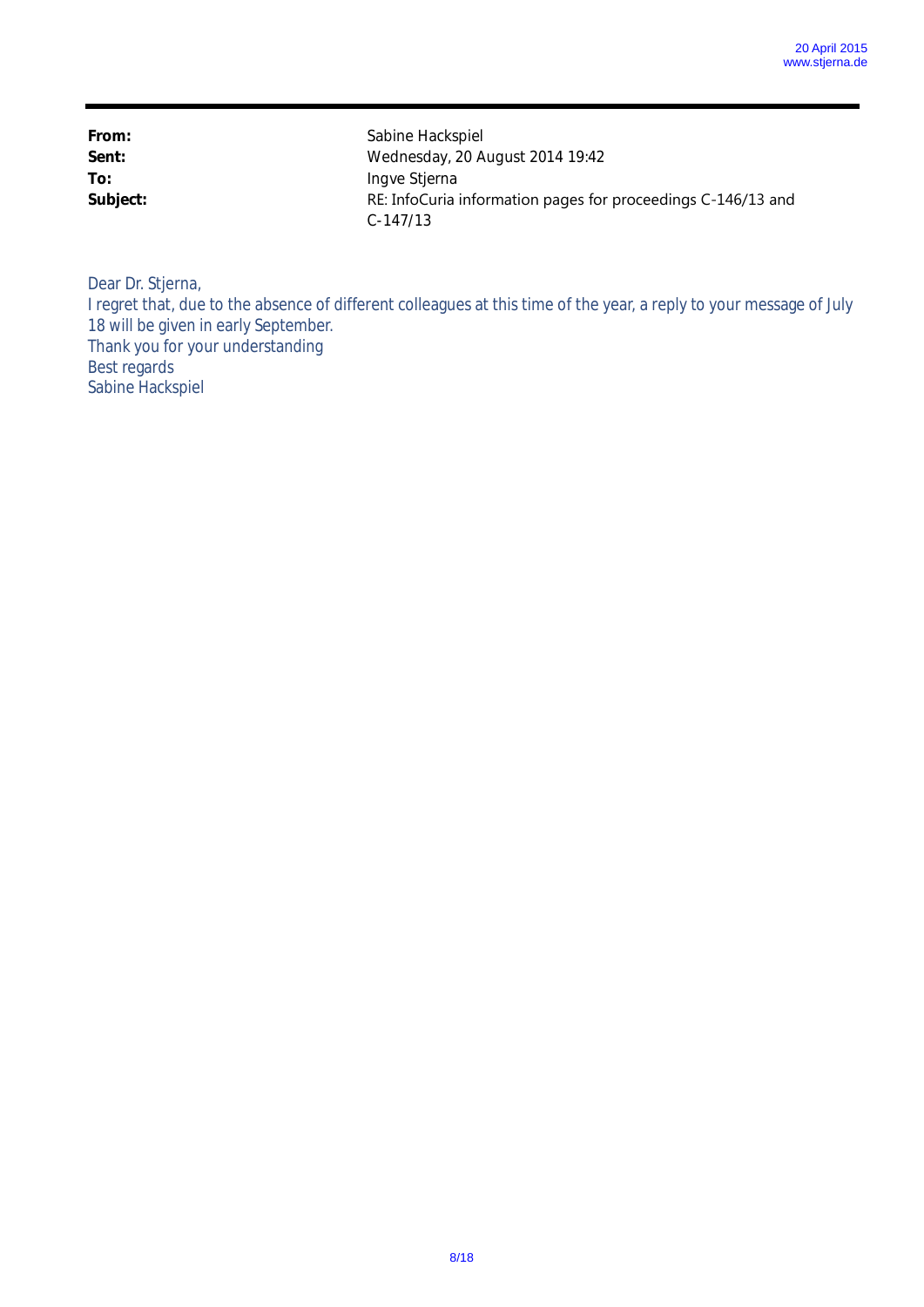**From:** Sabine Hackspiel
**Sent:** Wednesday, 20 August 2014 19:42
**To:** Ingve Stjerna
**Subject:** RE: InfoCuria information pages for proceedings C-146/13 and C-147/13

Dear Dr. Stjerna,
I regret that, due to the absence of different colleagues at this time of the year, a reply to your message of July 18 will be given in early September.
Thank you for your understanding
Best regards
Sabine Hackspiel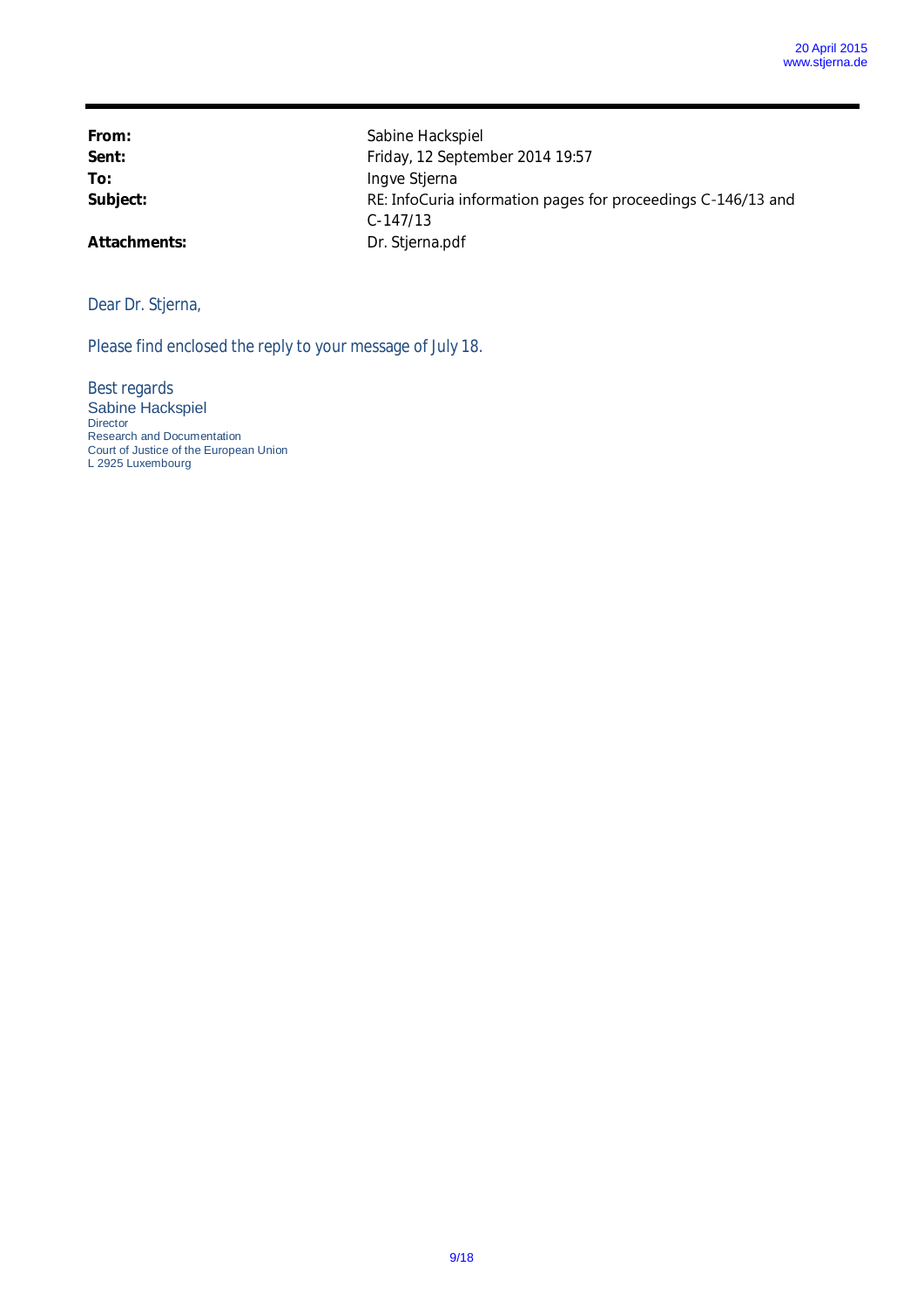| | |
|---|---|
| **From:** | Sabine Hackspiel |
| **Sent:** | Friday, 12 September 2014 19:57 |
| **To:** | Ingve Stjerna |
| **Subject:** | RE: InfoCuria information pages for proceedings C-146/13 and C-147/13 |
| **Attachments:** | Dr. Stjerna.pdf |

Dear Dr. Stjerna,

Please find enclosed the reply to your message of July 18.

Best regards
Sabine Hackspiel
Director
Research and Documentation
Court of Justice of the European Union
L 2925 Luxembourg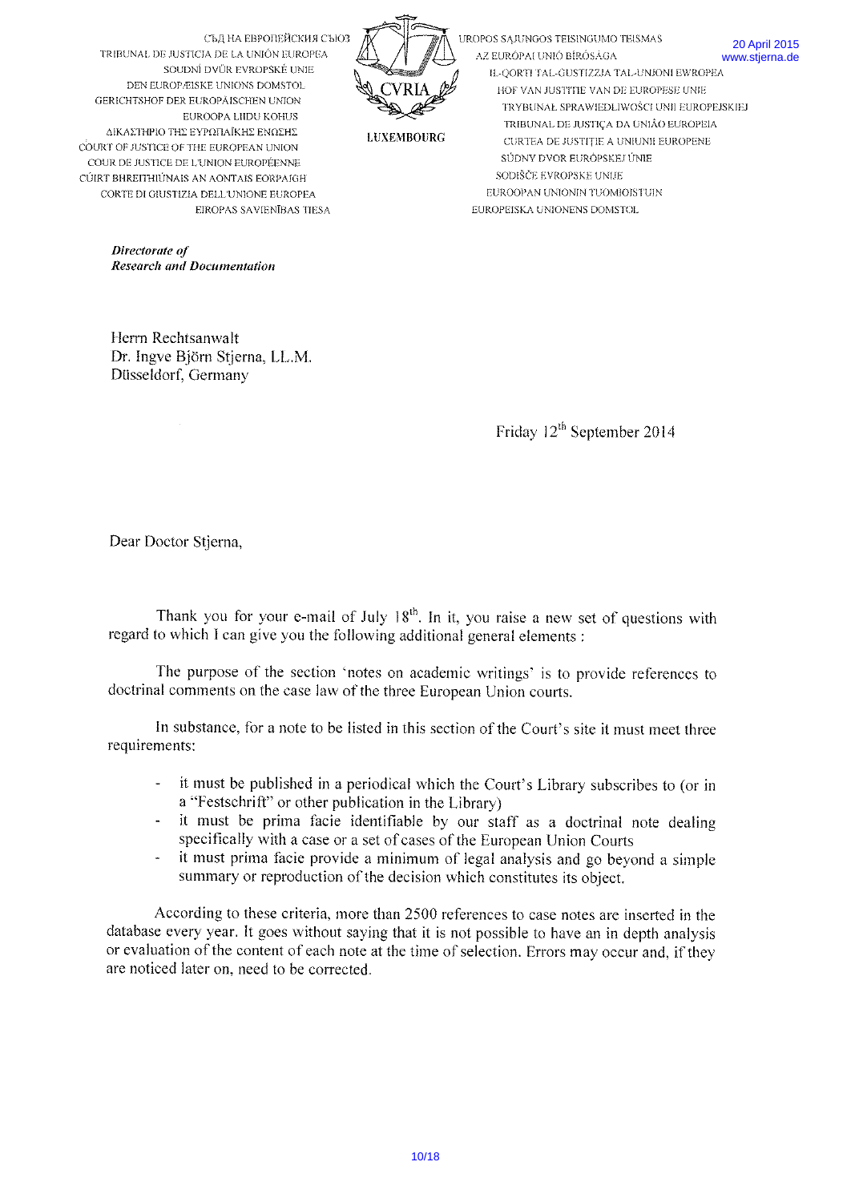СЪД НА ЕВРОПЕЙСКИЯ СЪЮЗ
TRIBUNAL DE JUSTICIA DE LA UNIÓN EUROPEA
SOUDNÍ DVŮR EVROPSKÉ UNIE
DEN EUROPÆISKE UNIONS DOMSTOL
GERICHTSHOF DER EUROPÄISCHEN UNION
EUROOPA LIIDU KOHUS
ΔΙΚΑΣΤΗΡΙΟ ΤΗΣ ΕΥΡΩΠΑΪΚΗΣ ΕΝΩΣΗΣ
COURT OF JUSTICE OF THE EUROPEAN UNION
COUR DE JUSTICE DE L'UNION EUROPÉENNE
CÚIRT BHREITHIÚNAIS AN AONTAIS EORPAIGH
CORTE DI GIUSTIZIA DELL'UNIONE EUROPEA
EIROPAS SAVIENĪBAS TIESA

CVRIA

LUXEMBOURG

EUROPOS SĄJUNGOS TEISINGUMO TEISMAS
AZ EURÓPAI UNIÓ BÍRÓSÁGA
IL-QORTI TAL-ĠUSTIZZJA TAL-UNJONI EWROPEA
HOF VAN JUSTITIE VAN DE EUROPESE UNIE
TRYBUNAŁ SPRAWIEDLIWOŚCI UNII EUROPEJSKIEJ
TRIBUNAL DE JUSTIÇA DA UNIÃO EUROPEIA
CURTEA DE JUSTIȚIE A UNIUNII EUROPENE
SÚDNY DVOR EURÓPSKEJ ÚNIE
SODIŠČE EVROPSKE UNIJE
EUROOPAN UNIONIN TUOMIOISTUIN
EUROPEISKA UNIONENS DOMSTOL

20 April 2015
www.stjerna.de

***Directorate of***
***Research and Documentation***

Herrn Rechtsanwalt
Dr. Ingve Björn Stjerna, LL.M.
Düsseldorf, Germany

Friday 12th September 2014

Dear Doctor Stjerna,

Thank you for your e-mail of July 18th. In it, you raise a new set of questions with regard to which I can give you the following additional general elements :

The purpose of the section 'notes on academic writings' is to provide references to doctrinal comments on the case law of the three European Union courts.

In substance, for a note to be listed in this section of the Court's site it must meet three requirements:

- it must be published in a periodical which the Court's Library subscribes to (or in a "Festschrift" or other publication in the Library)
- it must be prima facie identifiable by our staff as a doctrinal note dealing specifically with a case or a set of cases of the European Union Courts
- it must prima facie provide a minimum of legal analysis and go beyond a simple summary or reproduction of the decision which constitutes its object.

According to these criteria, more than 2500 references to case notes are inserted in the database every year. It goes without saying that it is not possible to have an in depth analysis or evaluation of the content of each note at the time of selection. Errors may occur and, if they are noticed later on, need to be corrected.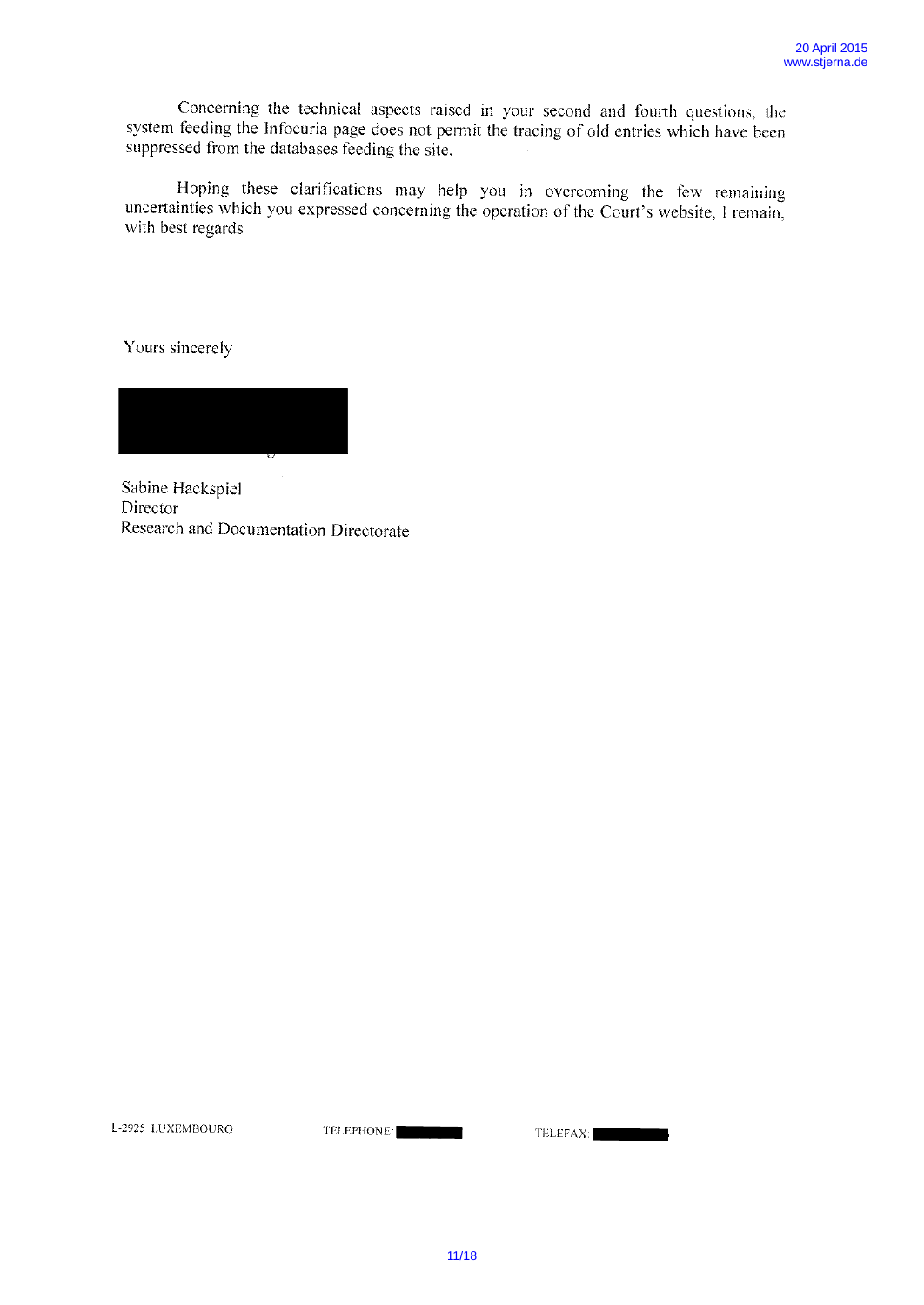Concerning the technical aspects raised in your second and fourth questions, the system feeding the Infocuria page does not permit the tracing of old entries which have been suppressed from the databases feeding the site.

Hoping these clarifications may help you in overcoming the few remaining uncertainties which you expressed concerning the operation of the Court's website, I remain, with best regards

Yours sincerely

Sabine Hackspiel
Director
Research and Documentation Directorate

L-2925 LUXEMBOURG TELEPHONE: TELEFAX: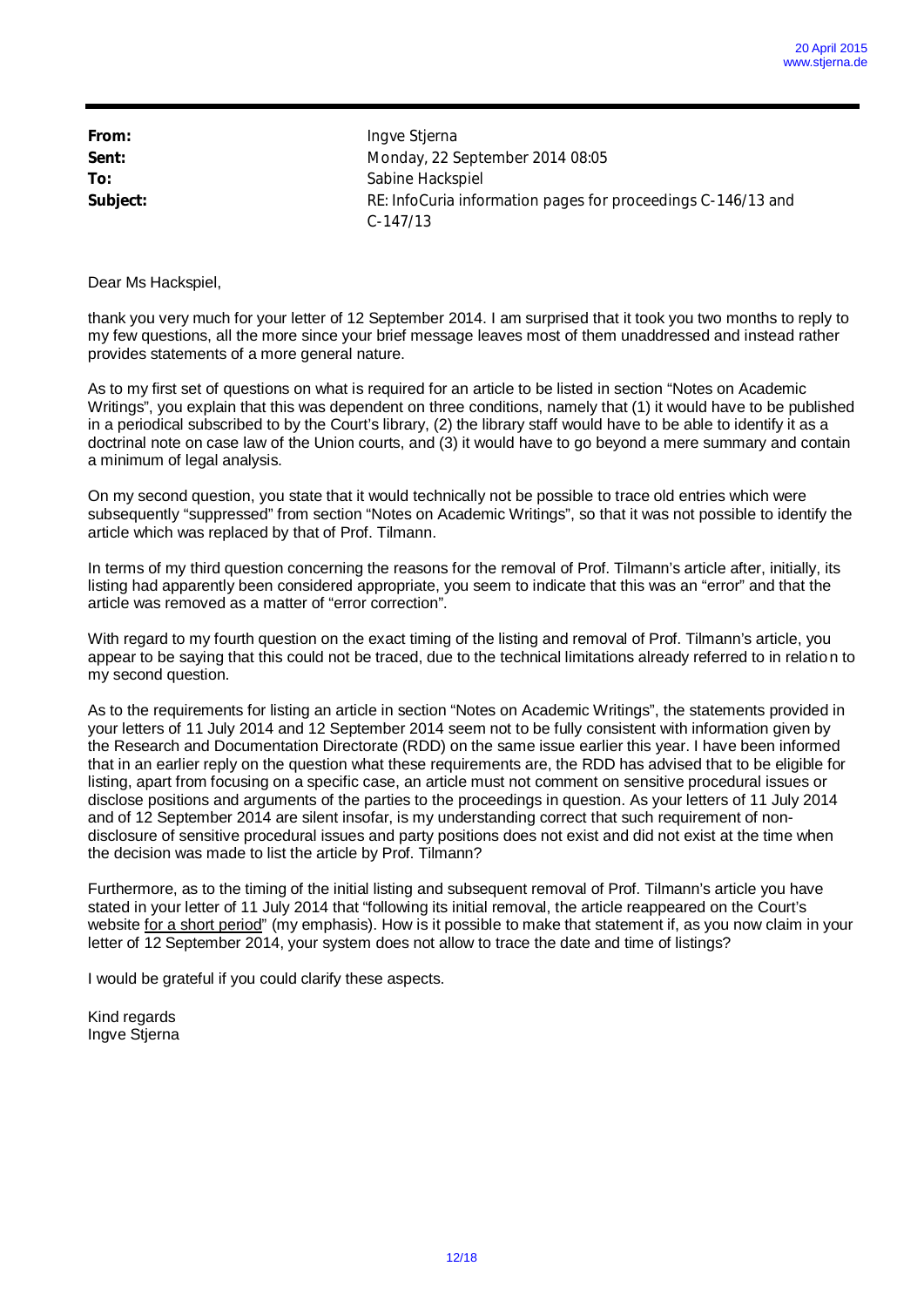| | |
|---|---|
| **From:** | Ingve Stjerna |
| **Sent:** | Monday, 22 September 2014 08:05 |
| **To:** | Sabine Hackspiel |
| **Subject:** | RE: InfoCuria information pages for proceedings C-146/13 and C-147/13 |

Dear Ms Hackspiel,

thank you very much for your letter of 12 September 2014. I am surprised that it took you two months to reply to my few questions, all the more since your brief message leaves most of them unaddressed and instead rather provides statements of a more general nature.

As to my first set of questions on what is required for an article to be listed in section "Notes on Academic Writings", you explain that this was dependent on three conditions, namely that (1) it would have to be published in a periodical subscribed to by the Court's library, (2) the library staff would have to be able to identify it as a doctrinal note on case law of the Union courts, and (3) it would have to go beyond a mere summary and contain a minimum of legal analysis.

On my second question, you state that it would technically not be possible to trace old entries which were subsequently "suppressed" from section "Notes on Academic Writings", so that it was not possible to identify the article which was replaced by that of Prof. Tilmann.

In terms of my third question concerning the reasons for the removal of Prof. Tilmann's article after, initially, its listing had apparently been considered appropriate, you seem to indicate that this was an "error" and that the article was removed as a matter of "error correction".

With regard to my fourth question on the exact timing of the listing and removal of Prof. Tilmann's article, you appear to be saying that this could not be traced, due to the technical limitations already referred to in relation to my second question.

As to the requirements for listing an article in section "Notes on Academic Writings", the statements provided in your letters of 11 July 2014 and 12 September 2014 seem not to be fully consistent with information given by the Research and Documentation Directorate (RDD) on the same issue earlier this year. I have been informed that in an earlier reply on the question what these requirements are, the RDD has advised that to be eligible for listing, apart from focusing on a specific case, an article must not comment on sensitive procedural issues or disclose positions and arguments of the parties to the proceedings in question. As your letters of 11 July 2014 and of 12 September 2014 are silent insofar, is my understanding correct that such requirement of non-disclosure of sensitive procedural issues and party positions does not exist and did not exist at the time when the decision was made to list the article by Prof. Tilmann?

Furthermore, as to the timing of the initial listing and subsequent removal of Prof. Tilmann's article you have stated in your letter of 11 July 2014 that "following its initial removal, the article reappeared on the Court's website <u>for a short period</u>" (my emphasis). How is it possible to make that statement if, as you now claim in your letter of 12 September 2014, your system does not allow to trace the date and time of listings?

I would be grateful if you could clarify these aspects.

Kind regards
Ingve Stjerna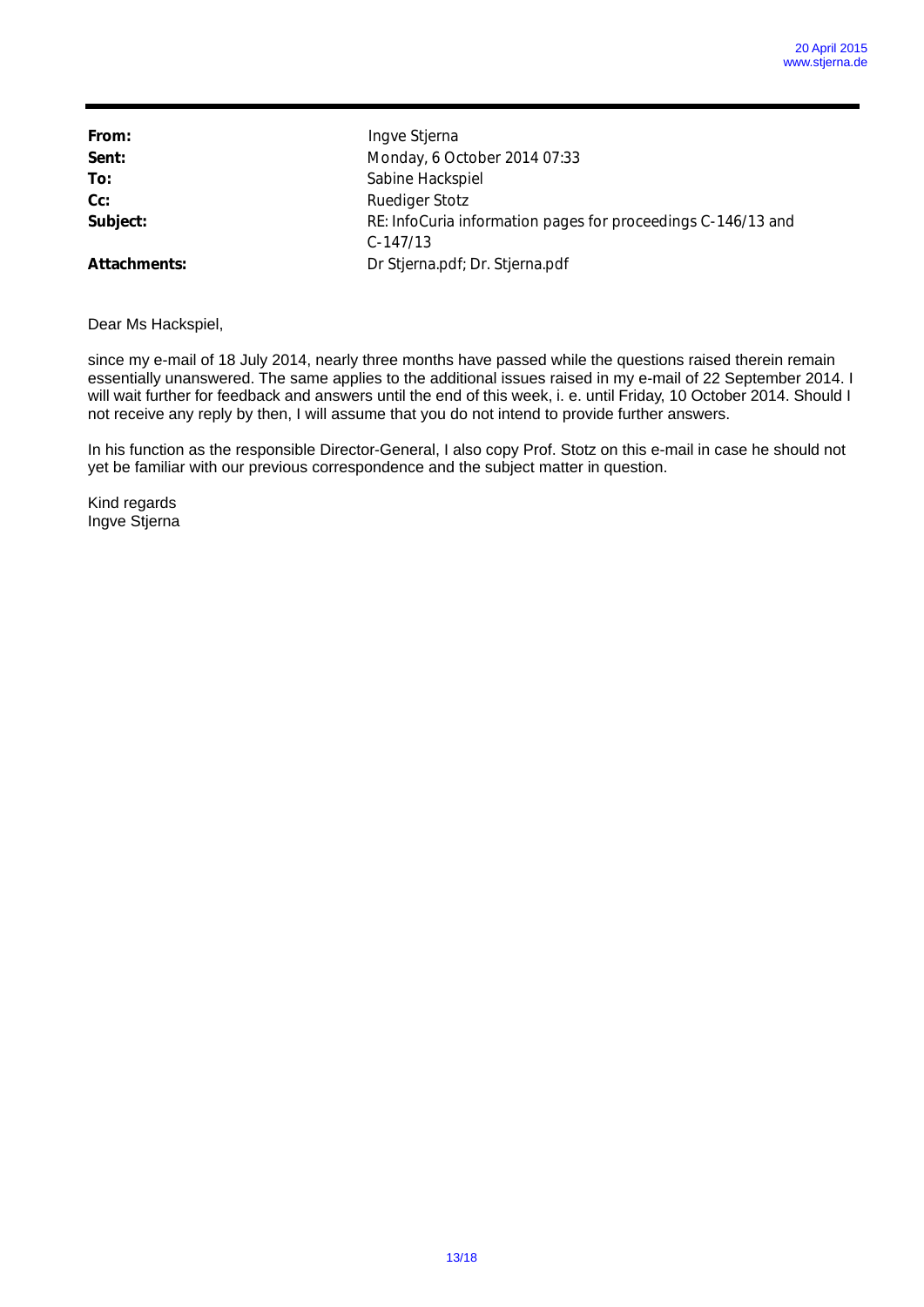| | |
|---|---|
| **From:** | Ingve Stjerna |
| **Sent:** | Monday, 6 October 2014 07:33 |
| **To:** | Sabine Hackspiel |
| **Cc:** | Ruediger Stotz |
| **Subject:** | RE: InfoCuria information pages for proceedings C-146/13 and C-147/13 |
| **Attachments:** | Dr Stjerna.pdf; Dr. Stjerna.pdf |

Dear Ms Hackspiel,

since my e-mail of 18 July 2014, nearly three months have passed while the questions raised therein remain essentially unanswered. The same applies to the additional issues raised in my e-mail of 22 September 2014. I will wait further for feedback and answers until the end of this week, i. e. until Friday, 10 October 2014. Should I not receive any reply by then, I will assume that you do not intend to provide further answers.

In his function as the responsible Director-General, I also copy Prof. Stotz on this e-mail in case he should not yet be familiar with our previous correspondence and the subject matter in question.

Kind regards
Ingve Stjerna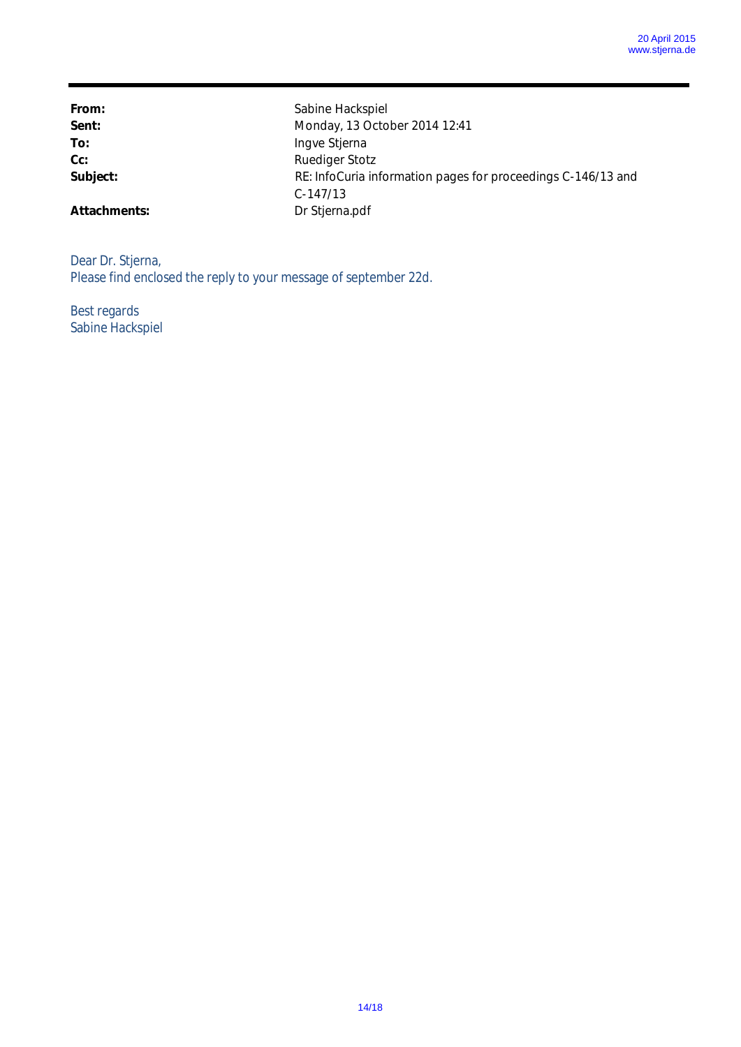| | |
|---|---|
| **From:** | Sabine Hackspiel |
| **Sent:** | Monday, 13 October 2014 12:41 |
| **To:** | Ingve Stjerna |
| **Cc:** | Ruediger Stotz |
| **Subject:** | RE: InfoCuria information pages for proceedings C-146/13 and C-147/13 |
| **Attachments:** | Dr Stjerna.pdf |

Dear Dr. Stjerna,
Please find enclosed the reply to your message of september 22d.

Best regards
Sabine Hackspiel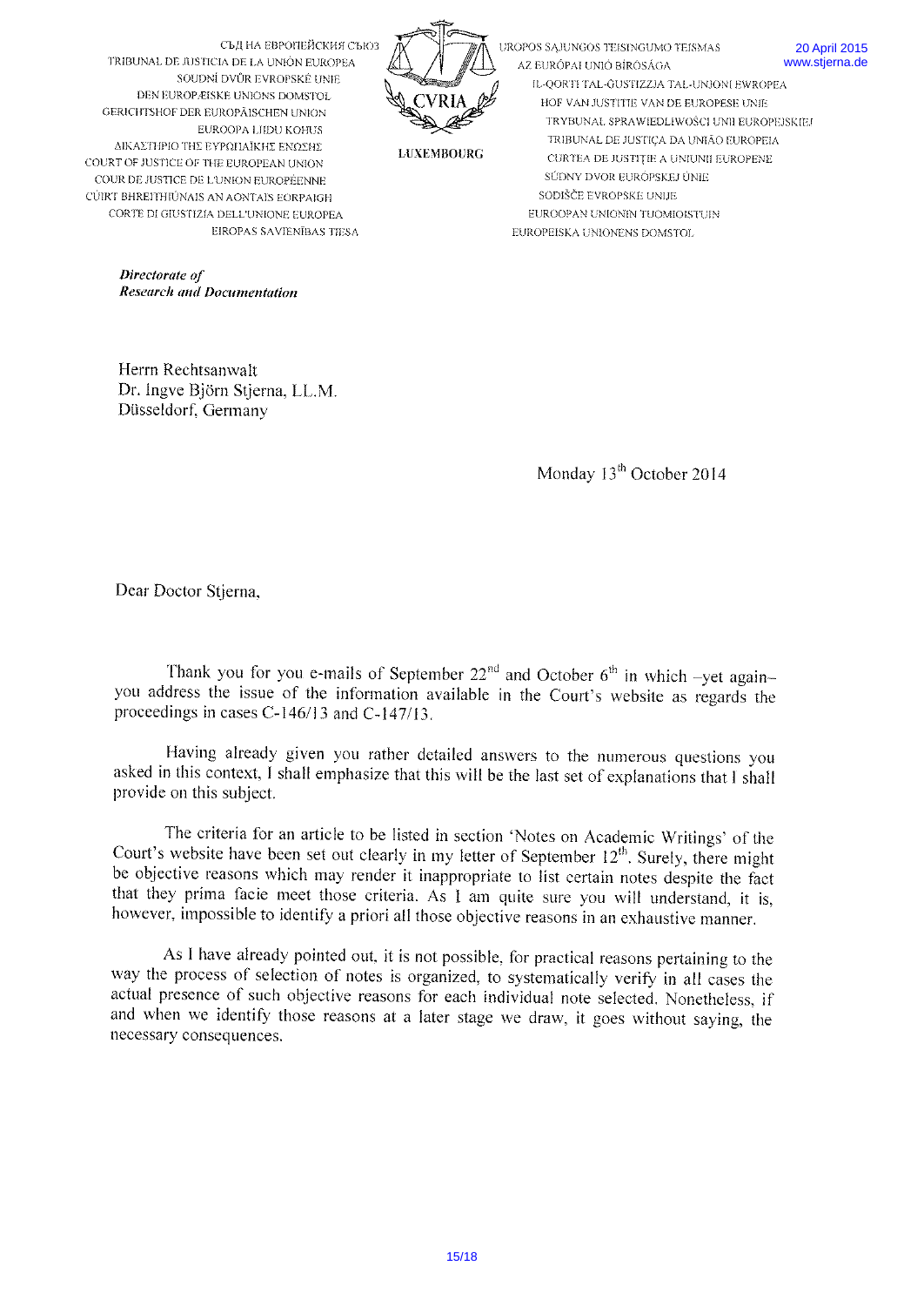СЪД НА ЕВРОПЕЙСКИЯ СЪЮЗ
TRIBUNAL DE JUSTICIA DE LA UNIÓN EUROPEA
SOUDNÍ DVŮR EVROPSKÉ UNIE
DEN EUROPÆISKE UNIONS DOMSTOL
GERICHTSHOF DER EUROPÄISCHEN UNION
EUROOPA LIIDU KOHUS
ΔΙΚΑΣΤΗΡΙΟ ΤΗΣ ΕΥΡΩΠΑΪΚΗΣ ΕΝΩΣΗΣ
COURT OF JUSTICE OF THE EUROPEAN UNION
COUR DE JUSTICE DE L'UNION EUROPÉENNE
CÚIRT BHREITHIÚNAIS AN AONTAIS EORPAIGH
CORTE DI GIUSTIZIA DELL'UNIONE EUROPEA
EIROPAS SAVIENĪBAS TIESA

CVRIA

LUXEMBOURG

EUROPOS SĄJUNGOS TEISINGUMO TEISMAS
AZ EURÓPAI UNIÓ BÍRÓSÁGA
IL-QORTI TAL-ĠUSTIZZJA TAL-UNJONI EWROPEA
HOF VAN JUSTITIE VAN DE EUROPESE UNIE
TRYBUNAŁ SPRAWIEDLIWOŚCI UNII EUROPEJSKIEJ
TRIBUNAL DE JUSTIÇA DA UNIÃO EUROPEIA
CURTEA DE JUSTIȚIE A UNIUNII EUROPENE
SÚDNY DVOR EURÓPSKEJ ÚNIE
SODIŠČE EVROPSKE UNIJE
EUROOPAN UNIONIN TUOMIOISTUIN
EUROPEISKA UNIONENS DOMSTOL

20 April 2015
www.stjerna.de

***Directorate of***
***Research and Documentation***

Herrn Rechtsanwalt
Dr. Ingve Björn Stjerna, LL.M.
Düsseldorf, Germany

Monday 13th October 2014

Dear Doctor Stjerna,

Thank you for you e-mails of September 22nd and October 6th in which –yet again– you address the issue of the information available in the Court's website as regards the proceedings in cases C-146/13 and C-147/13.

Having already given you rather detailed answers to the numerous questions you asked in this context, I shall emphasize that this will be the last set of explanations that I shall provide on this subject.

The criteria for an article to be listed in section 'Notes on Academic Writings' of the Court's website have been set out clearly in my letter of September 12th. Surely, there might be objective reasons which may render it inappropriate to list certain notes despite the fact that they prima facie meet those criteria. As I am quite sure you will understand, it is, however, impossible to identify a priori all those objective reasons in an exhaustive manner.

As I have already pointed out, it is not possible, for practical reasons pertaining to the way the process of selection of notes is organized, to systematically verify in all cases the actual presence of such objective reasons for each individual note selected. Nonetheless, if and when we identify those reasons at a later stage we draw, it goes without saying, the necessary consequences.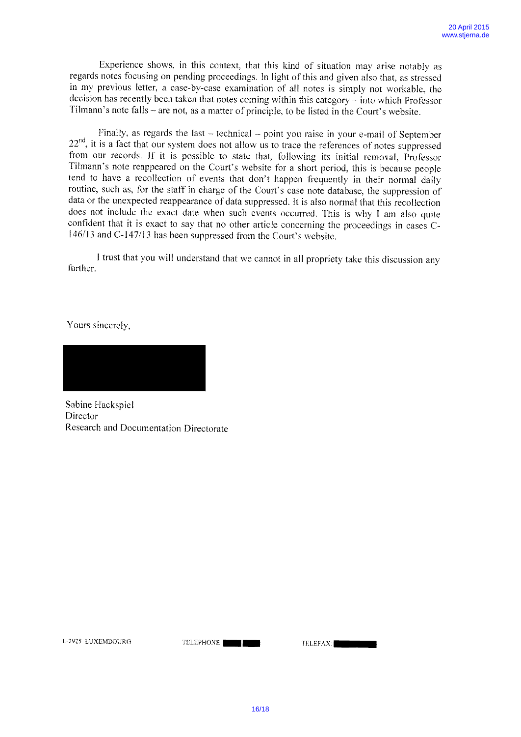Experience shows, in this context, that this kind of situation may arise notably as regards notes focusing on pending proceedings. In light of this and given also that, as stressed in my previous letter, a case-by-case examination of all notes is simply not workable, the decision has recently been taken that notes coming within this category – into which Professor Tilmann's note falls – are not, as a matter of principle, to be listed in the Court's website.

Finally, as regards the last – technical – point you raise in your e-mail of September 22nd, it is a fact that our system does not allow us to trace the references of notes suppressed from our records. If it is possible to state that, following its initial removal, Professor Tilmann's note reappeared on the Court's website for a short period, this is because people tend to have a recollection of events that don't happen frequently in their normal daily routine, such as, for the staff in charge of the Court's case note database, the suppression of data or the unexpected reappearance of data suppressed. It is also normal that this recollection does not include the exact date when such events occurred. This is why I am also quite confident that it is exact to say that no other article concerning the proceedings in cases C-146/13 and C-147/13 has been suppressed from the Court's website.

I trust that you will understand that we cannot in all propriety take this discussion any further.

Yours sincerely,

Sabine Hackspiel
Director
Research and Documentation Directorate

L-2925 LUXEMBOURG TELEPHONE: TELEFAX: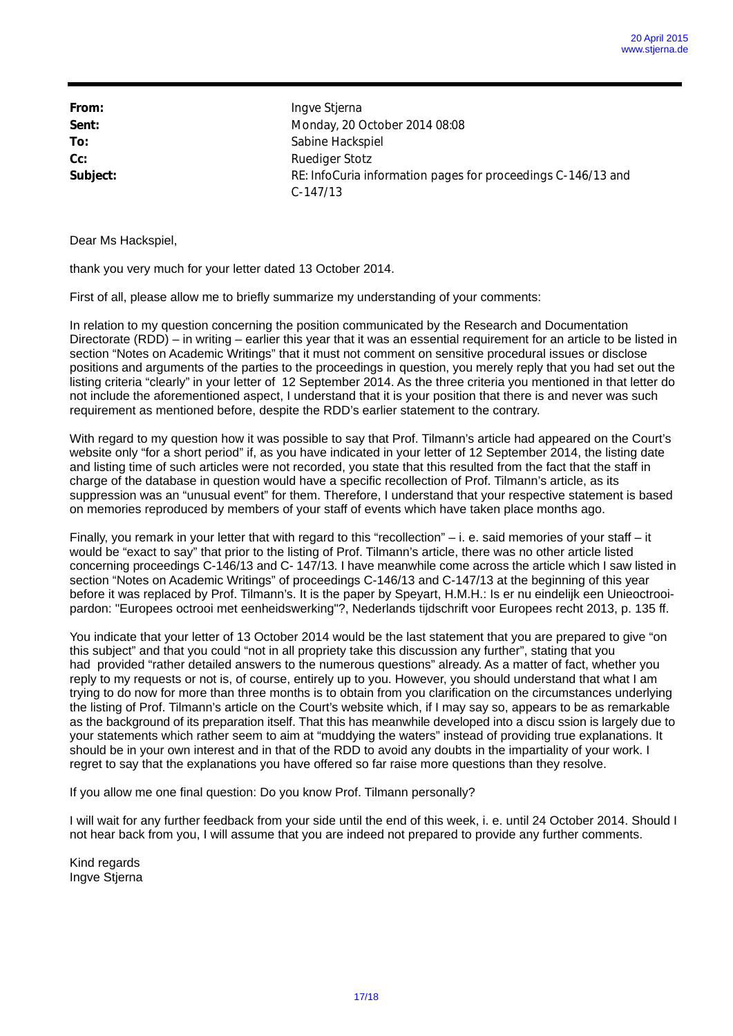| | |
|---|---|
| **From:** | Ingve Stjerna |
| **Sent:** | Monday, 20 October 2014 08:08 |
| **To:** | Sabine Hackspiel |
| **Cc:** | Ruediger Stotz |
| **Subject:** | RE: InfoCuria information pages for proceedings C-146/13 and C-147/13 |

Dear Ms Hackspiel,

thank you very much for your letter dated 13 October 2014.

First of all, please allow me to briefly summarize my understanding of your comments:

In relation to my question concerning the position communicated by the Research and Documentation Directorate (RDD) – in writing – earlier this year that it was an essential requirement for an article to be listed in section "Notes on Academic Writings" that it must not comment on sensitive procedural issues or disclose positions and arguments of the parties to the proceedings in question, you merely reply that you had set out the listing criteria "clearly" in your letter of 12 September 2014. As the three criteria you mentioned in that letter do not include the aforementioned aspect, I understand that it is your position that there is and never was such requirement as mentioned before, despite the RDD's earlier statement to the contrary.

With regard to my question how it was possible to say that Prof. Tilmann's article had appeared on the Court's website only "for a short period" if, as you have indicated in your letter of 12 September 2014, the listing date and listing time of such articles were not recorded, you state that this resulted from the fact that the staff in charge of the database in question would have a specific recollection of Prof. Tilmann's article, as its suppression was an "unusual event" for them. Therefore, I understand that your respective statement is based on memories reproduced by members of your staff of events which have taken place months ago.

Finally, you remark in your letter that with regard to this "recollection" – i. e. said memories of your staff – it would be "exact to say" that prior to the listing of Prof. Tilmann's article, there was no other article listed concerning proceedings C-146/13 and C- 147/13. I have meanwhile come across the article which I saw listed in section "Notes on Academic Writings" of proceedings C-146/13 and C-147/13 at the beginning of this year before it was replaced by Prof. Tilmann's. It is the paper by Speyart, H.M.H.: Is er nu eindelijk een Unieoctrooi-pardon: "Europees octrooi met eenheidswerking"?, Nederlands tijdschrift voor Europees recht 2013, p. 135 ff.

You indicate that your letter of 13 October 2014 would be the last statement that you are prepared to give "on this subject" and that you could "not in all propriety take this discussion any further", stating that you had provided "rather detailed answers to the numerous questions" already. As a matter of fact, whether you reply to my requests or not is, of course, entirely up to you. However, you should understand that what I am trying to do now for more than three months is to obtain from you clarification on the circumstances underlying the listing of Prof. Tilmann's article on the Court's website which, if I may say so, appears to be as remarkable as the background of its preparation itself. That this has meanwhile developed into a discu ssion is largely due to your statements which rather seem to aim at "muddying the waters" instead of providing true explanations. It should be in your own interest and in that of the RDD to avoid any doubts in the impartiality of your work. I regret to say that the explanations you have offered so far raise more questions than they resolve.

If you allow me one final question: Do you know Prof. Tilmann personally?

I will wait for any further feedback from your side until the end of this week, i. e. until 24 October 2014. Should I not hear back from you, I will assume that you are indeed not prepared to provide any further comments.

Kind regards
Ingve Stjerna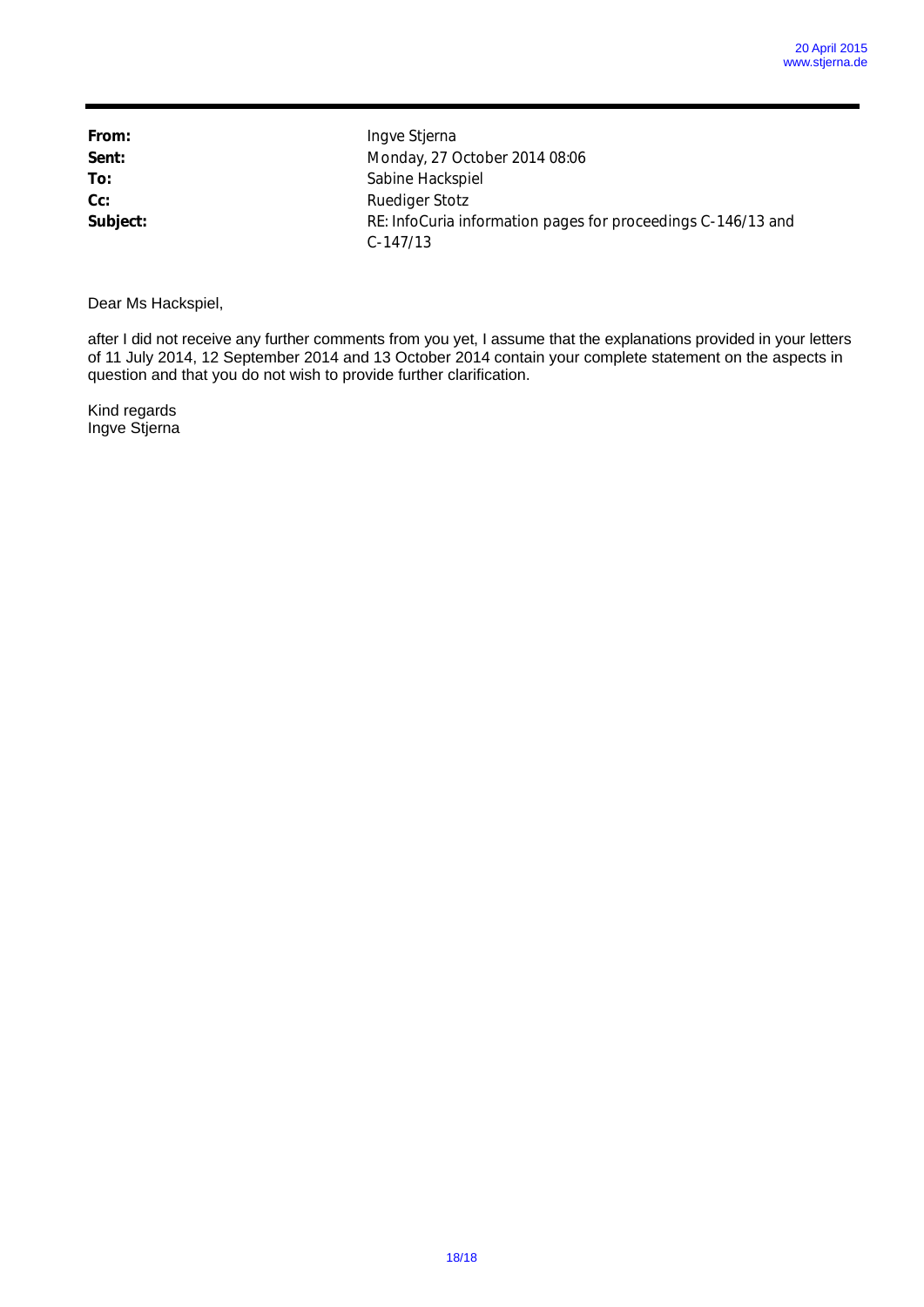**From:** Ingve Stjerna
**Sent:** Monday, 27 October 2014 08:06
**To:** Sabine Hackspiel
**Cc:** Ruediger Stotz
**Subject:** RE: InfoCuria information pages for proceedings C-146/13 and C-147/13

Dear Ms Hackspiel,

after I did not receive any further comments from you yet, I assume that the explanations provided in your letters of 11 July 2014, 12 September 2014 and 13 October 2014 contain your complete statement on the aspects in question and that you do not wish to provide further clarification.

Kind regards
Ingve Stjerna